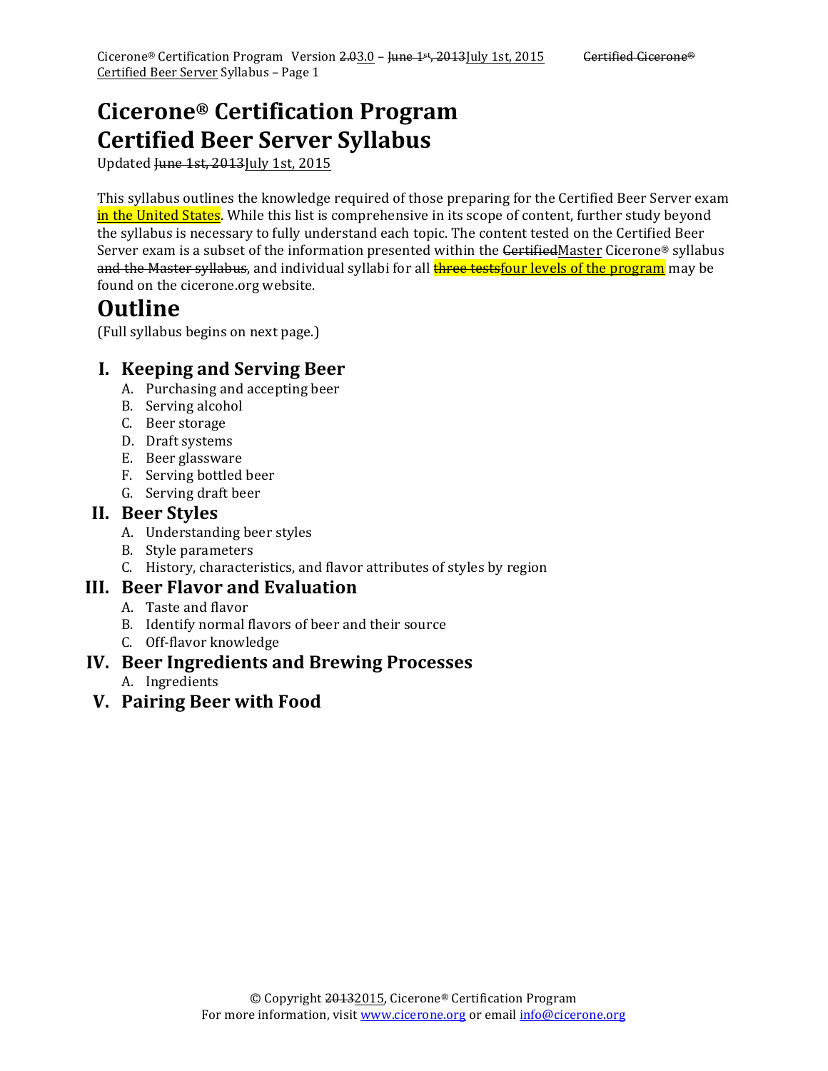# Cicerone® Certification Program
# Certified Beer Server Syllabus

Updated ~~June 1st, 2013~~July 1st, 2015

This syllabus outlines the knowledge required of those preparing for the Certified Beer Server exam in the United States. While this list is comprehensive in its scope of content, further study beyond the syllabus is necessary to fully understand each topic. The content tested on the Certified Beer Server exam is a subset of the information presented within the ~~Certified~~Master Cicerone® syllabus ~~and the Master syllabus~~, and individual syllabi for all ~~three tests~~four levels of the program may be found on the cicerone.org website.

# Outline

(Full syllabus begins on next page.)

## I. Keeping and Serving Beer

A. Purchasing and accepting beer
B. Serving alcohol
C. Beer storage
D. Draft systems
E. Beer glassware
F. Serving bottled beer
G. Serving draft beer

## II. Beer Styles

A. Understanding beer styles
B. Style parameters
C. History, characteristics, and flavor attributes of styles by region

## III. Beer Flavor and Evaluation

A. Taste and flavor
B. Identify normal flavors of beer and their source
C. Off-flavor knowledge

## IV. Beer Ingredients and Brewing Processes

A. Ingredients

## V. Pairing Beer with Food

© Copyright ~~2013~~2015, Cicerone® Certification Program
For more information, visit www.cicerone.org or email info@cicerone.org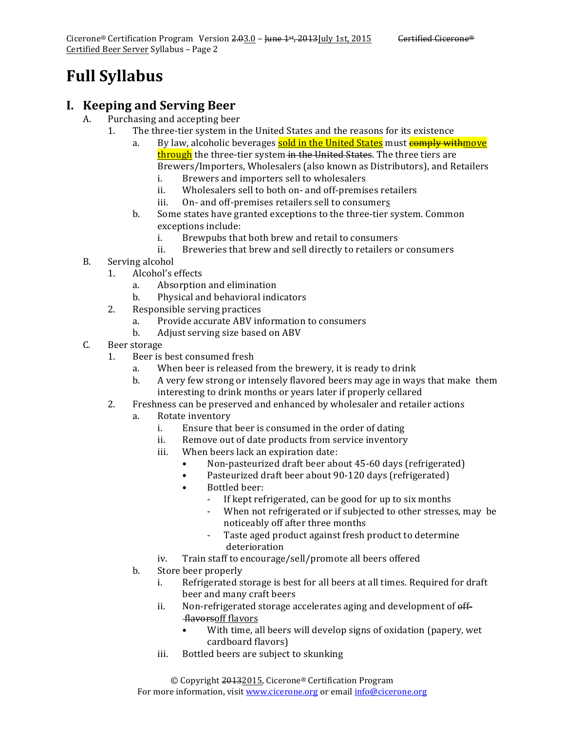# Full Syllabus

## I. Keeping and Serving Beer

A. Purchasing and accepting beer

1. The three-tier system in the United States and the reasons for its existence
   a. By law, alcoholic beverages sold in the United States must move through the three-tier system. The three tiers are Brewers/Importers, Wholesalers (also known as Distributors), and Retailers
      i. Brewers and importers sell to wholesalers
      ii. Wholesalers sell to both on- and off-premises retailers
      iii. On- and off-premises retailers sell to consumers
   b. Some states have granted exceptions to the three-tier system. Common exceptions include:
      i. Brewpubs that both brew and retail to consumers
      ii. Breweries that brew and sell directly to retailers or consumers

B. Serving alcohol

1. Alcohol's effects
   a. Absorption and elimination
   b. Physical and behavioral indicators
2. Responsible serving practices
   a. Provide accurate ABV information to consumers
   b. Adjust serving size based on ABV

C. Beer storage

1. Beer is best consumed fresh
   a. When beer is released from the brewery, it is ready to drink
   b. A very few strong or intensely flavored beers may age in ways that make them interesting to drink months or years later if properly cellared
2. Freshness can be preserved and enhanced by wholesaler and retailer actions
   a. Rotate inventory
      i. Ensure that beer is consumed in the order of dating
      ii. Remove out of date products from service inventory
      iii. When beers lack an expiration date:
         - Non-pasteurized draft beer about 45-60 days (refrigerated)
         - Pasteurized draft beer about 90-120 days (refrigerated)
         - Bottled beer:
            - If kept refrigerated, can be good for up to six months
            - When not refrigerated or if subjected to other stresses, may be noticeably off after three months
            - Taste aged product against fresh product to determine deterioration
      iv. Train staff to encourage/sell/promote all beers offered
   b. Store beer properly
      i. Refrigerated storage is best for all beers at all times. Required for draft beer and many craft beers
      ii. Non-refrigerated storage accelerates aging and development of off flavors
         - With time, all beers will develop signs of oxidation (papery, wet cardboard flavors)
      iii. Bottled beers are subject to skunking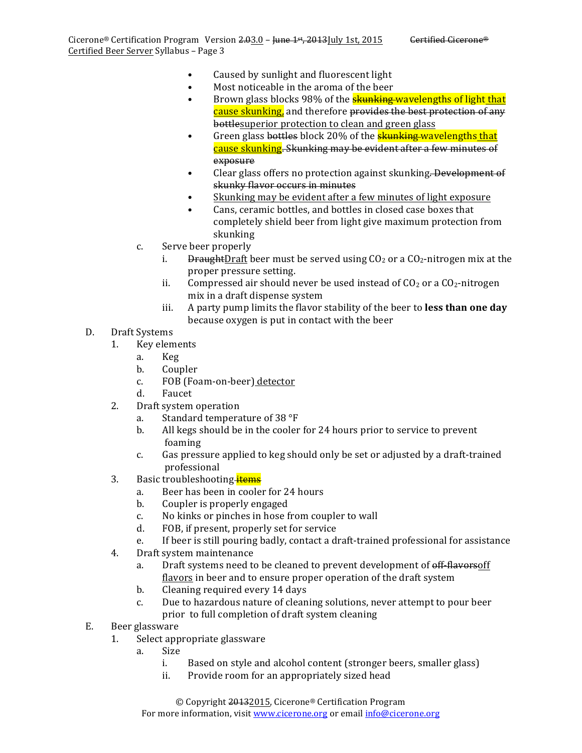- Caused by sunlight and fluorescent light
- Most noticeable in the aroma of the beer
- Brown glass blocks 98% of the ~~skunking~~ wavelengths of light that cause skunking, and therefore ~~provides the best protection of any bottle~~superior protection to clean and green glass
- Green glass ~~bottles~~ block 20% of the ~~skunking~~ wavelengths that cause skunking. ~~Skunking may be evident after a few minutes of exposure~~
- Clear glass offers no protection against skunking. ~~Development of skunky flavor occurs in minutes~~
- Skunking may be evident after a few minutes of light exposure
- Cans, ceramic bottles, and bottles in closed case boxes that completely shield beer from light give maximum protection from skunking

c. Serve beer properly
   - i. ~~Draught~~Draft beer must be served using $CO_2$ or a $CO_2$-nitrogen mix at the proper pressure setting.
   - ii. Compressed air should never be used instead of $CO_2$ or a $CO_2$-nitrogen mix in a draft dispense system
   - iii. A party pump limits the flavor stability of the beer to **less than one day** because oxygen is put in contact with the beer

D. Draft Systems
1. Key elements
   - a. Keg
   - b. Coupler
   - c. FOB (Foam-on-beer) detector
   - d. Faucet
2. Draft system operation
   - a. Standard temperature of 38 °F
   - b. All kegs should be in the cooler for 24 hours prior to service to prevent foaming
   - c. Gas pressure applied to keg should only be set or adjusted by a draft-trained professional
3. Basic troubleshooting ~~items~~
   - a. Beer has been in cooler for 24 hours
   - b. Coupler is properly engaged
   - c. No kinks or pinches in hose from coupler to wall
   - d. FOB, if present, properly set for service
   - e. If beer is still pouring badly, contact a draft-trained professional for assistance
4. Draft system maintenance
   - a. Draft systems need to be cleaned to prevent development of ~~off-flavors~~off flavors in beer and to ensure proper operation of the draft system
   - b. Cleaning required every 14 days
   - c. Due to hazardous nature of cleaning solutions, never attempt to pour beer prior to full completion of draft system cleaning

E. Beer glassware
1. Select appropriate glassware
   - a. Size
     - i. Based on style and alcohol content (stronger beers, smaller glass)
     - ii. Provide room for an appropriately sized head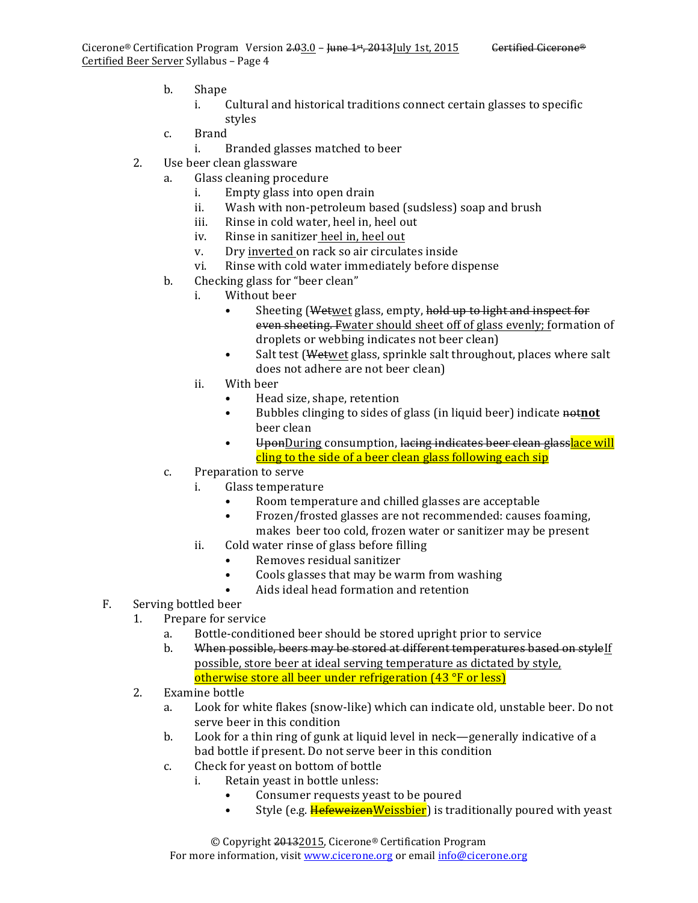b. Shape
      i. Cultural and historical traditions connect certain glasses to specific styles
   c. Brand
      i. Branded glasses matched to beer
2. Use beer clean glassware
   a. Glass cleaning procedure
      i. Empty glass into open drain
      ii. Wash with non-petroleum based (sudsless) soap and brush
      iii. Rinse in cold water, heel in, heel out
      iv. Rinse in sanitizer heel in, heel out
      v. Dry inverted on rack so air circulates inside
      vi. Rinse with cold water immediately before dispense
   b. Checking glass for "beer clean"
      i. Without beer
         - Sheeting (~~Wet~~wet glass, empty, ~~hold up to light and inspect for even sheeting. F~~water should sheet off of glass evenly; formation of droplets or webbing indicates not beer clean)
         - Salt test (~~Wet~~wet glass, sprinkle salt throughout, places where salt does not adhere are not beer clean)
      ii. With beer
         - Head size, shape, retention
         - Bubbles clinging to sides of glass (in liquid beer) indicate ~~not~~**not** beer clean
         - ~~Upon~~During consumption, ~~lacing indicates beer clean glass~~lace will cling to the side of a beer clean glass following each sip
   c. Preparation to serve
      i. Glass temperature
         - Room temperature and chilled glasses are acceptable
         - Frozen/frosted glasses are not recommended: causes foaming, makes beer too cold, frozen water or sanitizer may be present
      ii. Cold water rinse of glass before filling
         - Removes residual sanitizer
         - Cools glasses that may be warm from washing
         - Aids ideal head formation and retention

F. Serving bottled beer
1. Prepare for service
   a. Bottle-conditioned beer should be stored upright prior to service
   b. ~~When possible, beers may be stored at different temperatures based on style~~If possible, store beer at ideal serving temperature as dictated by style, otherwise store all beer under refrigeration (43 °F or less)
2. Examine bottle
   a. Look for white flakes (snow-like) which can indicate old, unstable beer. Do not serve beer in this condition
   b. Look for a thin ring of gunk at liquid level in neck—generally indicative of a bad bottle if present. Do not serve beer in this condition
   c. Check for yeast on bottom of bottle
      i. Retain yeast in bottle unless:
         - Consumer requests yeast to be poured
         - Style (e.g. ~~Hefeweizen~~Weissbier) is traditionally poured with yeast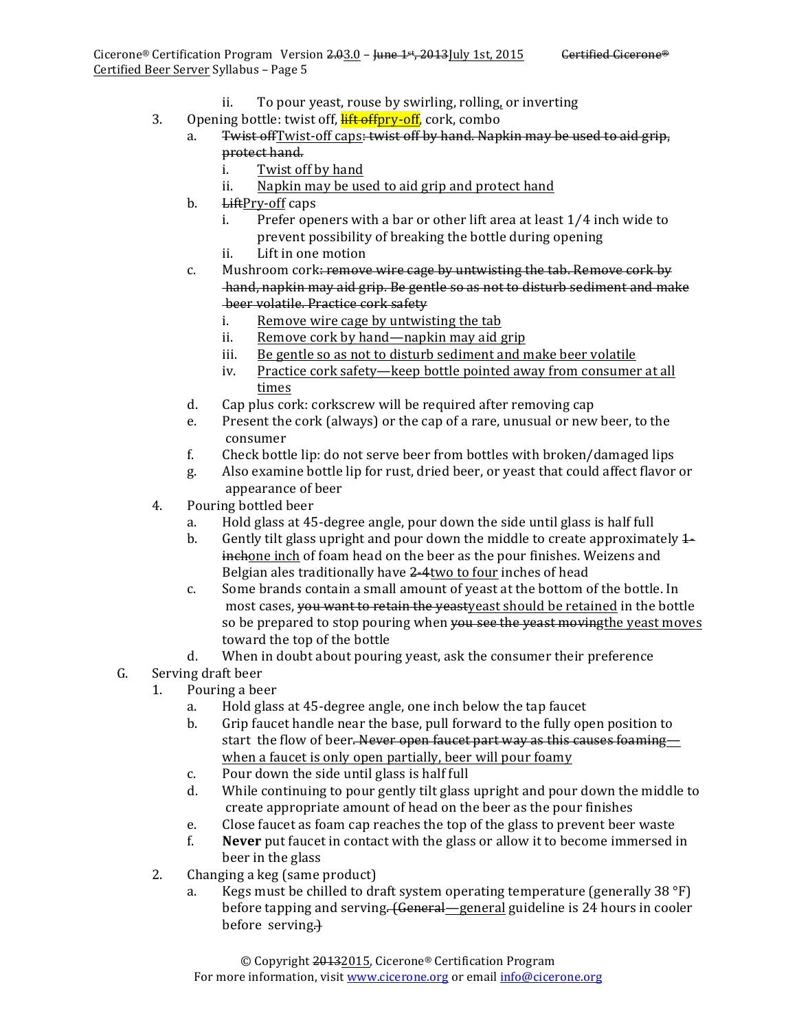ii. To pour yeast, rouse by swirling, rolling, or inverting

3. Opening bottle: twist off, ~~lift off~~pry-off, cork, combo
   a. ~~Twist off~~Twist-off caps~~: twist off by hand. Napkin may be used to aid grip, protect hand.~~
      i. Twist off by hand
      ii. Napkin may be used to aid grip and protect hand
   b. ~~Lift~~Pry-off caps
      i. Prefer openers with a bar or other lift area at least 1/4 inch wide to prevent possibility of breaking the bottle during opening
      ii. Lift in one motion
   c. Mushroom cork~~: remove wire cage by untwisting the tab. Remove cork by hand, napkin may aid grip. Be gentle so as not to disturb sediment and make beer volatile. Practice cork safety~~
      i. Remove wire cage by untwisting the tab
      ii. Remove cork by hand—napkin may aid grip
      iii. Be gentle so as not to disturb sediment and make beer volatile
      iv. Practice cork safety—keep bottle pointed away from consumer at all times
   d. Cap plus cork: corkscrew will be required after removing cap
   e. Present the cork (always) or the cap of a rare, unusual or new beer, to the consumer
   f. Check bottle lip: do not serve beer from bottles with broken/damaged lips
   g. Also examine bottle lip for rust, dried beer, or yeast that could affect flavor or appearance of beer

4. Pouring bottled beer
   a. Hold glass at 45-degree angle, pour down the side until glass is half full
   b. Gently tilt glass upright and pour down the middle to create approximately ~~1-inch~~one inch of foam head on the beer as the pour finishes. Weizens and Belgian ales traditionally have ~~2-4~~two to four inches of head
   c. Some brands contain a small amount of yeast at the bottom of the bottle. In most cases, ~~you want to retain the yeast~~yeast should be retained in the bottle so be prepared to stop pouring when ~~you see the yeast moving~~the yeast moves toward the top of the bottle
   d. When in doubt about pouring yeast, ask the consumer their preference

G. Serving draft beer

1. Pouring a beer
   a. Hold glass at 45-degree angle, one inch below the tap faucet
   b. Grip faucet handle near the base, pull forward to the fully open position to start the flow of beer~~. Never open faucet part way as this causes foaming~~—when a faucet is only open partially, beer will pour foamy
   c. Pour down the side until glass is half full
   d. While continuing to pour gently tilt glass upright and pour down the middle to create appropriate amount of head on the beer as the pour finishes
   e. Close faucet as foam cap reaches the top of the glass to prevent beer waste
   f. **Never** put faucet in contact with the glass or allow it to become immersed in beer in the glass

2. Changing a keg (same product)
   a. Kegs must be chilled to draft system operating temperature (generally 38 °F) before tapping and serving~~. (General~~—general guideline is 24 hours in cooler before serving~~.)~~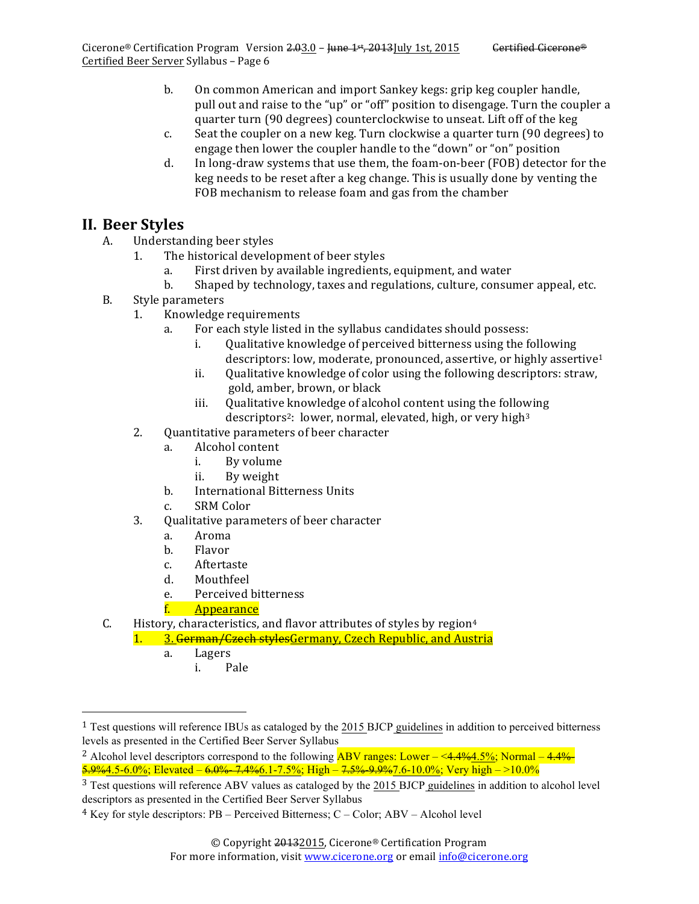b. On common American and import Sankey kegs: grip keg coupler handle, pull out and raise to the "up" or "off" position to disengage. Turn the coupler a quarter turn (90 degrees) counterclockwise to unseat. Lift off of the keg

c. Seat the coupler on a new keg. Turn clockwise a quarter turn (90 degrees) to engage then lower the coupler handle to the "down" or "on" position

d. In long-draw systems that use them, the foam-on-beer (FOB) detector for the keg needs to be reset after a keg change. This is usually done by venting the FOB mechanism to release foam and gas from the chamber

## II. Beer Styles

A. Understanding beer styles
   1. The historical development of beer styles
      a. First driven by available ingredients, equipment, and water
      b. Shaped by technology, taxes and regulations, culture, consumer appeal, etc.

B. Style parameters
   1. Knowledge requirements
      a. For each style listed in the syllabus candidates should possess:
         i. Qualitative knowledge of perceived bitterness using the following descriptors: low, moderate, pronounced, assertive, or highly assertive[1]
         ii. Qualitative knowledge of color using the following descriptors: straw, gold, amber, brown, or black
         iii. Qualitative knowledge of alcohol content using the following descriptors[2]: lower, normal, elevated, high, or very high[3]
   2. Quantitative parameters of beer character
      a. Alcohol content
         i. By volume
         ii. By weight
      b. International Bitterness Units
      c. SRM Color
   3. Qualitative parameters of beer character
      a. Aroma
      b. Flavor
      c. Aftertaste
      d. Mouthfeel
      e. Perceived bitterness
      f. Appearance

C. History, characteristics, and flavor attributes of styles by region[4]
   1. ~~3. German/Czech styles~~ Germany, Czech Republic, and Austria
      a. Lagers
         i. Pale

---

[1] Test questions will reference IBUs as cataloged by the 2015 BJCP guidelines in addition to perceived bitterness levels as presented in the Certified Beer Server Syllabus

[2] Alcohol level descriptors correspond to the following ABV ranges: Lower – <~~4.4%~~4.5%; Normal – ~~4.4%-5.9%~~4.5-6.0%; Elevated – ~~6.0%-7.4%~~6.1-7.5%; High – ~~7.5%-9.9%~~7.6-10.0%; Very high – >10.0%

[3] Test questions will reference ABV values as cataloged by the 2015 BJCP guidelines in addition to alcohol level descriptors as presented in the Certified Beer Server Syllabus

[4] Key for style descriptors: PB – Perceived Bitterness; C – Color; ABV – Alcohol level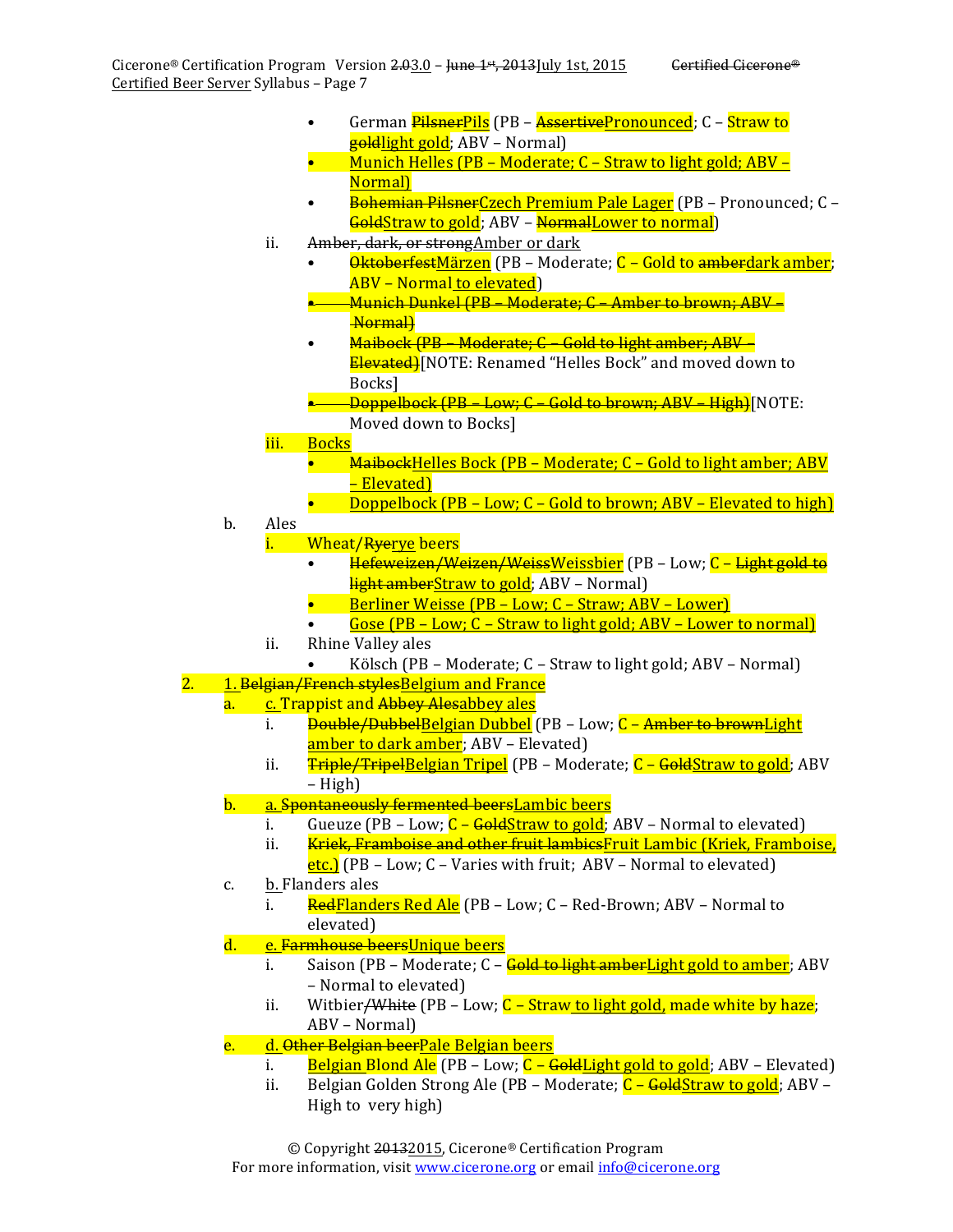- German ~~Pilsner~~Pils (PB – ~~Assertive~~Pronounced; C – Straw to ~~gold~~light gold; ABV – Normal)
- Munich Helles (PB – Moderate; C – Straw to light gold; ABV – Normal)
- ~~Bohemian Pilsner~~Czech Premium Pale Lager (PB – Pronounced; C – ~~Gold~~Straw to gold; ABV – ~~Normal~~Lower to normal)

ii. ~~Amber, dark, or strong~~Amber or dark

- ~~Oktoberfest~~Märzen (PB – Moderate; C – Gold to ~~amber~~dark amber; ABV – Normal to elevated)
- ~~Munich Dunkel (PB – Moderate; C – Amber to brown; ABV – Normal)~~
- ~~Maibock (PB – Moderate; C – Gold to light amber; ABV – Elevated)~~[NOTE: Renamed "Helles Bock" and moved down to Bocks]
- ~~Doppelbock (PB – Low; C – Gold to brown; ABV – High)~~[NOTE: Moved down to Bocks]

iii. Bocks

- ~~Maibock~~Helles Bock (PB – Moderate; C – Gold to light amber; ABV – Elevated)
- Doppelbock (PB – Low; C – Gold to brown; ABV – Elevated to high)

b. Ales

i. Wheat/~~Rye~~rye beers

- ~~Hefeweizen/Weizen/Weiss~~Weissbier (PB – Low; C – ~~Light gold to light amber~~Straw to gold; ABV – Normal)
- Berliner Weisse (PB – Low; C – Straw; ABV – Lower)
- Gose (PB – Low; C – Straw to light gold; ABV – Lower to normal)

ii. Rhine Valley ales

- Kölsch (PB – Moderate; C – Straw to light gold; ABV – Normal)

2. ~~1. Belgian/French styles~~Belgium and France

a. ~~c.~~ Trappist and ~~Abbey Ales~~abbey ales

i. ~~Double/Dubbel~~Belgian Dubbel (PB – Low; C – ~~Amber to brown~~Light amber to dark amber; ABV – Elevated)

ii. ~~Triple/Tripel~~Belgian Tripel (PB – Moderate; C – ~~Gold~~Straw to gold; ABV – High)

b. ~~a. Spontaneously fermented beers~~Lambic beers

i. Gueuze (PB – Low; C – ~~Gold~~Straw to gold; ABV – Normal to elevated)

ii. ~~Kriek, Framboise and other fruit lambics~~Fruit Lambic (Kriek, Framboise, etc.) (PB – Low; C – Varies with fruit; ABV – Normal to elevated)

c. ~~b.~~ Flanders ales

i. ~~Red~~Flanders Red Ale (PB – Low; C – Red-Brown; ABV – Normal to elevated)

d. ~~e. Farmhouse beers~~Unique beers

i. Saison (PB – Moderate; C – ~~Gold to light amber~~Light gold to amber; ABV – Normal to elevated)

ii. Witbier~~/White~~ (PB – Low; C – Straw to light gold, made white by haze; ABV – Normal)

e. ~~d. Other Belgian beer~~Pale Belgian beers

i. Belgian Blond Ale (PB – Low; C – ~~Gold~~Light gold to gold; ABV – Elevated)

ii. Belgian Golden Strong Ale (PB – Moderate; C – ~~Gold~~Straw to gold; ABV – High to very high)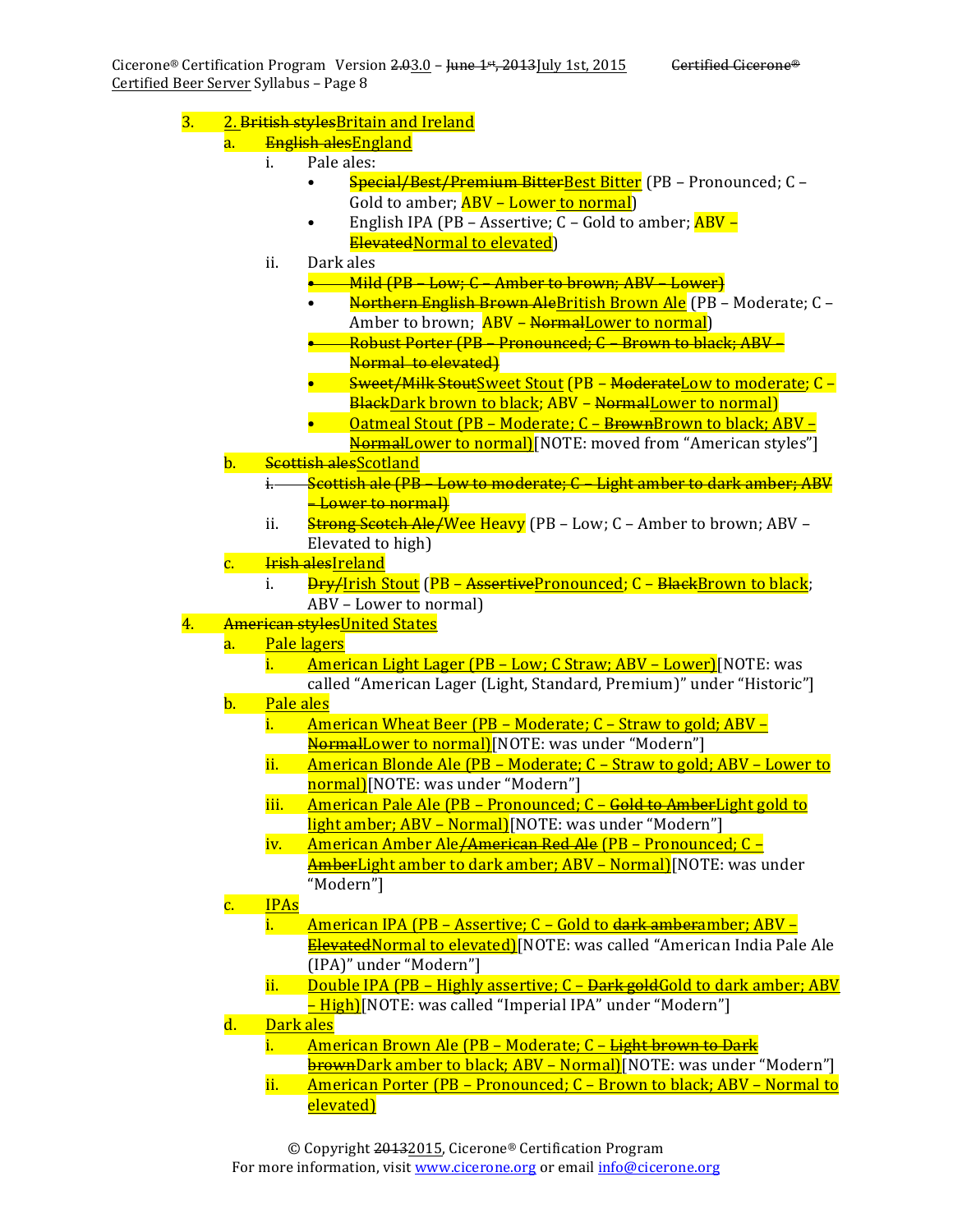3. 2. ~~British styles~~Britain and Ireland
   a. ~~English ales~~England
      i. Pale ales:
         - ~~Special/Best/Premium Bitter~~Best Bitter (PB – Pronounced; C – Gold to amber; ABV – Lower to normal)
         - English IPA (PB – Assertive; C – Gold to amber; ABV – ~~Elevated~~Normal to elevated)
      ii. Dark ales
         - ~~Mild (PB – Low; C – Amber to brown; ABV – Lower)~~
         - ~~Northern English Brown Ale~~British Brown Ale (PB – Moderate; C – Amber to brown; ABV – ~~Normal~~Lower to normal)
         - ~~Robust Porter (PB – Pronounced; C – Brown to black; ABV – Normal to elevated)~~
         - ~~Sweet/Milk Stout~~Sweet Stout (PB – ~~Moderate~~Low to moderate; C – ~~Black~~Dark brown to black; ABV – ~~Normal~~Lower to normal)
         - Oatmeal Stout (PB – Moderate; C – ~~Brown~~Brown to black; ABV – ~~Normal~~Lower to normal)[NOTE: moved from "American styles"]
   b. ~~Scottish ales~~Scotland
      i. ~~Scottish ale (PB – Low to moderate; C – Light amber to dark amber; ABV – Lower to normal)~~
      ii. ~~Strong Scotch Ale/~~Wee Heavy (PB – Low; C – Amber to brown; ABV – Elevated to high)
   c. ~~Irish ales~~Ireland
      i. ~~Dry/~~Irish Stout (PB – ~~Assertive~~Pronounced; C – ~~Black~~Brown to black; ABV – Lower to normal)
4. ~~American styles~~United States
   a. Pale lagers
      i. American Light Lager (PB – Low; C Straw; ABV – Lower)[NOTE: was called "American Lager (Light, Standard, Premium)" under "Historic"]
   b. Pale ales
      i. American Wheat Beer (PB – Moderate; C – Straw to gold; ABV – ~~Normal~~Lower to normal)[NOTE: was under "Modern"]
      ii. American Blonde Ale (PB – Moderate; C – Straw to gold; ABV – Lower to normal)[NOTE: was under "Modern"]
      iii. American Pale Ale (PB – Pronounced; C – ~~Gold to Amber~~Light gold to light amber; ABV – Normal)[NOTE: was under "Modern"]
      iv. American Amber Ale~~/American Red Ale~~ (PB – Pronounced; C – ~~Amber~~Light amber to dark amber; ABV – Normal)[NOTE: was under "Modern"]
   c. IPAs
      i. American IPA (PB – Assertive; C – Gold to ~~dark amber~~amber; ABV – ~~Elevated~~Normal to elevated)[NOTE: was called "American India Pale Ale (IPA)" under "Modern"]
      ii. Double IPA (PB – Highly assertive; C – ~~Dark gold~~Gold to dark amber; ABV – High)[NOTE: was called "Imperial IPA" under "Modern"]
   d. Dark ales
      i. American Brown Ale (PB – Moderate; C – ~~Light brown to Dark brown~~Dark amber to black; ABV – Normal)[NOTE: was under "Modern"]
      ii. American Porter (PB – Pronounced; C – Brown to black; ABV – Normal to elevated)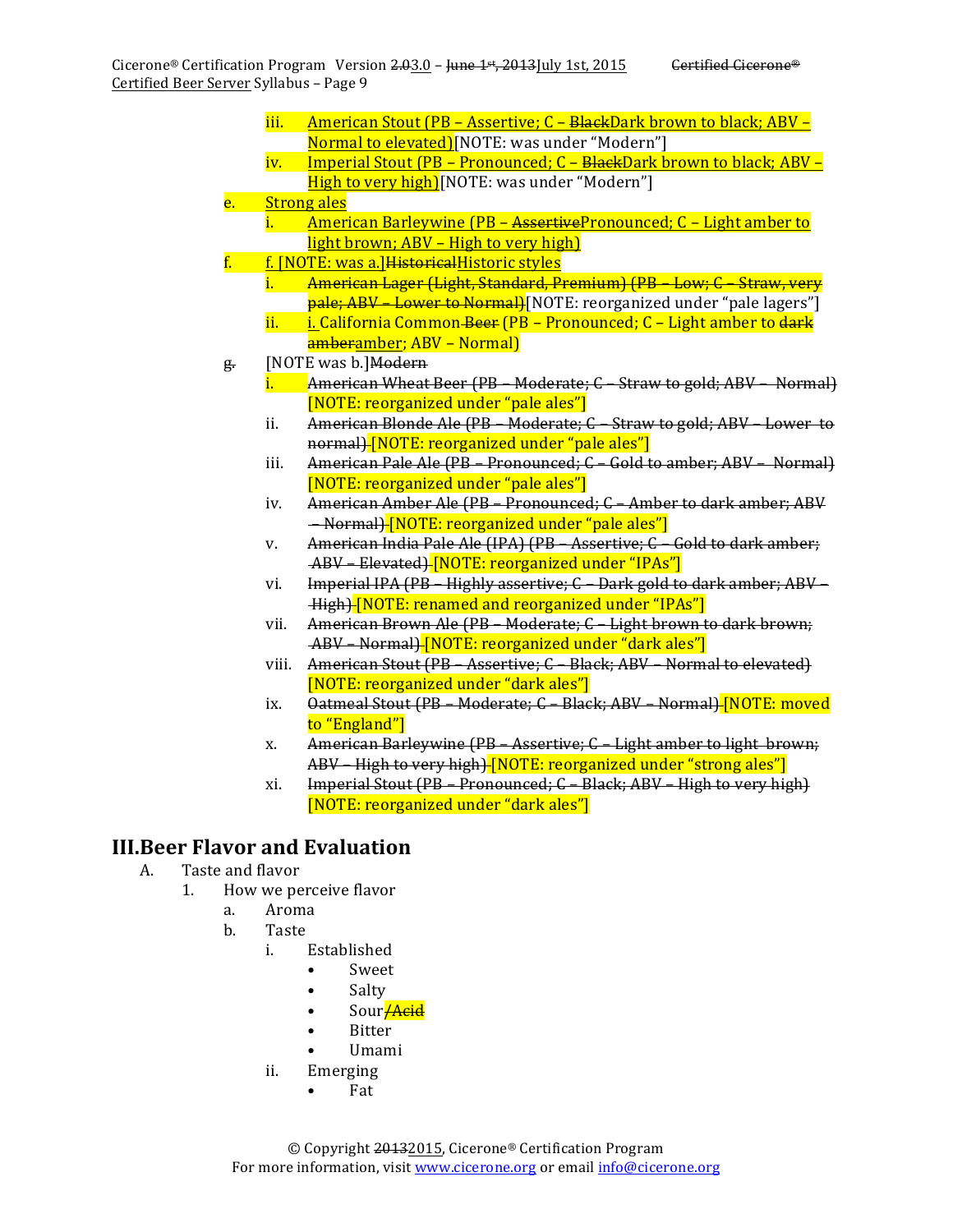iii. American Stout (PB – Assertive; C – ~~Black~~Dark brown to black; ABV – Normal to elevated)[NOTE: was under "Modern"]

iv. Imperial Stout (PB – Pronounced; C – ~~Black~~Dark brown to black; ABV – High to very high)[NOTE: was under "Modern"]

e. Strong ales

i. American Barleywine (PB – ~~Assertive~~Pronounced; C – Light amber to light brown; ABV – High to very high)

f. f. [NOTE: was a.]~~Historical~~Historic styles

i. ~~American Lager (Light, Standard, Premium) (PB – Low; C – Straw, very pale; ABV – Lower to Normal)~~[NOTE: reorganized under "pale lagers"]

ii. i. California Common ~~Beer~~ (PB – Pronounced; C – Light amber to ~~dark amber~~amber; ABV – Normal)

~~g.~~ [NOTE was b.]~~Modern~~

i. ~~American Wheat Beer (PB – Moderate; C – Straw to gold; ABV – Normal)~~ [NOTE: reorganized under "pale ales"]

ii. ~~American Blonde Ale (PB – Moderate; C – Straw to gold; ABV – Lower to normal)~~ [NOTE: reorganized under "pale ales"]

iii. ~~American Pale Ale (PB – Pronounced; C – Gold to amber; ABV – Normal)~~ [NOTE: reorganized under "pale ales"]

iv. ~~American Amber Ale (PB – Pronounced; C – Amber to dark amber; ABV – Normal)~~ [NOTE: reorganized under "pale ales"]

v. ~~American India Pale Ale (IPA) (PB – Assertive; C – Gold to dark amber; ABV – Elevated)~~ [NOTE: reorganized under "IPAs"]

vi. ~~Imperial IPA (PB – Highly assertive; C – Dark gold to dark amber; ABV – High)~~ [NOTE: renamed and reorganized under "IPAs"]

vii. ~~American Brown Ale (PB – Moderate; C – Light brown to dark brown; ABV – Normal)~~ [NOTE: reorganized under "dark ales"]

viii. ~~American Stout (PB – Assertive; C – Black; ABV – Normal to elevated)~~ [NOTE: reorganized under "dark ales"]

ix. ~~Oatmeal Stout (PB – Moderate; C – Black; ABV – Normal)~~ [NOTE: moved to "England"]

x. ~~American Barleywine (PB – Assertive; C – Light amber to light brown; ABV – High to very high)~~ [NOTE: reorganized under "strong ales"]

xi. ~~Imperial Stout (PB – Pronounced; C – Black; ABV – High to very high)~~ [NOTE: reorganized under "dark ales"]

# III.Beer Flavor and Evaluation

A. Taste and flavor

1. How we perceive flavor

a. Aroma

b. Taste

i. Established

- Sweet
- Salty
- Sour~~/Acid~~
- Bitter
- Umami

ii. Emerging

- Fat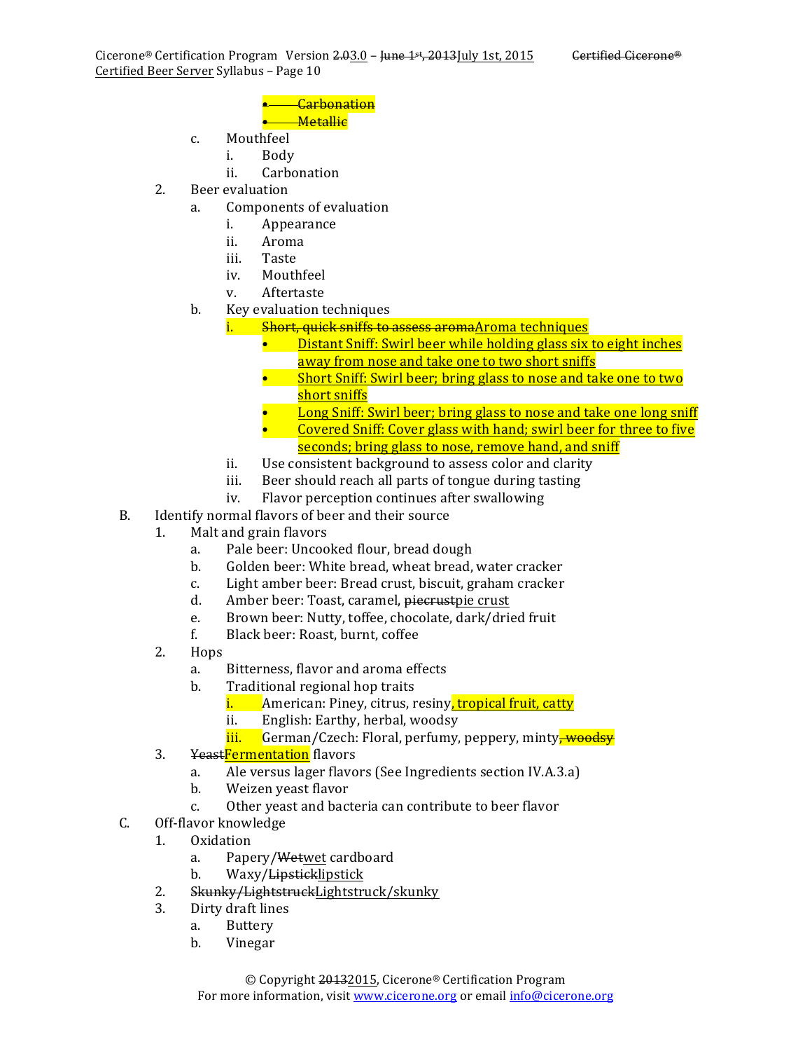- ~~Carbonation~~
- ~~Metallic~~

c. Mouthfeel
   i. Body
   ii. Carbonation

2. Beer evaluation
   a. Components of evaluation
      i. Appearance
      ii. Aroma
      iii. Taste
      iv. Mouthfeel
      v. Aftertaste
   b. Key evaluation techniques
      i. ~~Short, quick sniffs to assess aroma~~Aroma techniques
         - Distant Sniff: Swirl beer while holding glass six to eight inches away from nose and take one to two short sniffs
         - Short Sniff: Swirl beer; bring glass to nose and take one to two short sniffs
         - Long Sniff: Swirl beer; bring glass to nose and take one long sniff
         - Covered Sniff: Cover glass with hand; swirl beer for three to five seconds; bring glass to nose, remove hand, and sniff
      ii. Use consistent background to assess color and clarity
      iii. Beer should reach all parts of tongue during tasting
      iv. Flavor perception continues after swallowing

B. Identify normal flavors of beer and their source
   1. Malt and grain flavors
      a. Pale beer: Uncooked flour, bread dough
      b. Golden beer: White bread, wheat bread, water cracker
      c. Light amber beer: Bread crust, biscuit, graham cracker
      d. Amber beer: Toast, caramel, ~~piecrust~~pie crust
      e. Brown beer: Nutty, toffee, chocolate, dark/dried fruit
      f. Black beer: Roast, burnt, coffee
   2. Hops
      a. Bitterness, flavor and aroma effects
      b. Traditional regional hop traits
         i. American: Piney, citrus, resiny, tropical fruit, catty
         ii. English: Earthy, herbal, woodsy
         iii. German/Czech: Floral, perfumy, peppery, minty~~, woodsy~~
   3. ~~Yeast~~Fermentation flavors
      a. Ale versus lager flavors (See Ingredients section IV.A.3.a)
      b. Weizen yeast flavor
      c. Other yeast and bacteria can contribute to beer flavor

C. Off-flavor knowledge
   1. Oxidation
      a. Papery/~~Wet~~wet cardboard
      b. Waxy/~~Lipstick~~lipstick
   2. ~~Skunky/Lightstruck~~Lightstruck/skunky
   3. Dirty draft lines
      a. Buttery
      b. Vinegar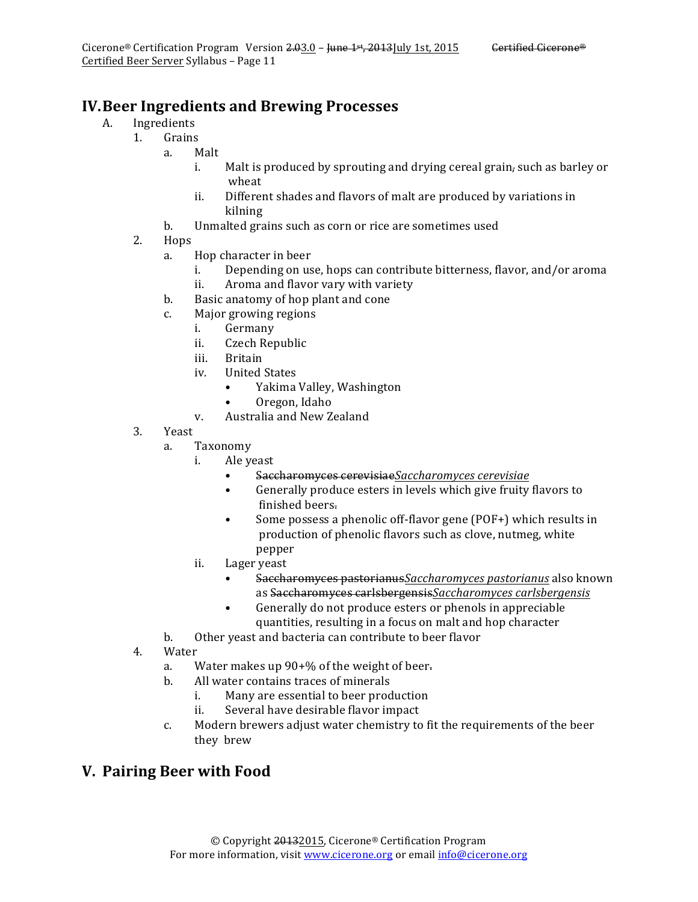## IV. Beer Ingredients and Brewing Processes

- A. Ingredients
  - 1. Grains
    - a. Malt
      - i. Malt is produced by sprouting and drying cereal grain, such as barley or wheat
      - ii. Different shades and flavors of malt are produced by variations in kilning
    - b. Unmalted grains such as corn or rice are sometimes used
  - 2. Hops
    - a. Hop character in beer
      - i. Depending on use, hops can contribute bitterness, flavor, and/or aroma
      - ii. Aroma and flavor vary with variety
    - b. Basic anatomy of hop plant and cone
    - c. Major growing regions
      - i. Germany
      - ii. Czech Republic
      - iii. Britain
      - iv. United States
        - Yakima Valley, Washington
        - Oregon, Idaho
      - v. Australia and New Zealand
  - 3. Yeast
    - a. Taxonomy
      - i. Ale yeast
        - *Saccharomyces cerevisiae*
        - Generally produce esters in levels which give fruity flavors to finished beers
        - Some possess a phenolic off-flavor gene (POF+) which results in production of phenolic flavors such as clove, nutmeg, white pepper
      - ii. Lager yeast
        - *Saccharomyces pastorianus* also known as *Saccharomyces carlsbergensis*
        - Generally do not produce esters or phenols in appreciable quantities, resulting in a focus on malt and hop character
    - b. Other yeast and bacteria can contribute to beer flavor
  - 4. Water
    - a. Water makes up 90+% of the weight of beer
    - b. All water contains traces of minerals
      - i. Many are essential to beer production
      - ii. Several have desirable flavor impact
    - c. Modern brewers adjust water chemistry to fit the requirements of the beer they brew

## V. Pairing Beer with Food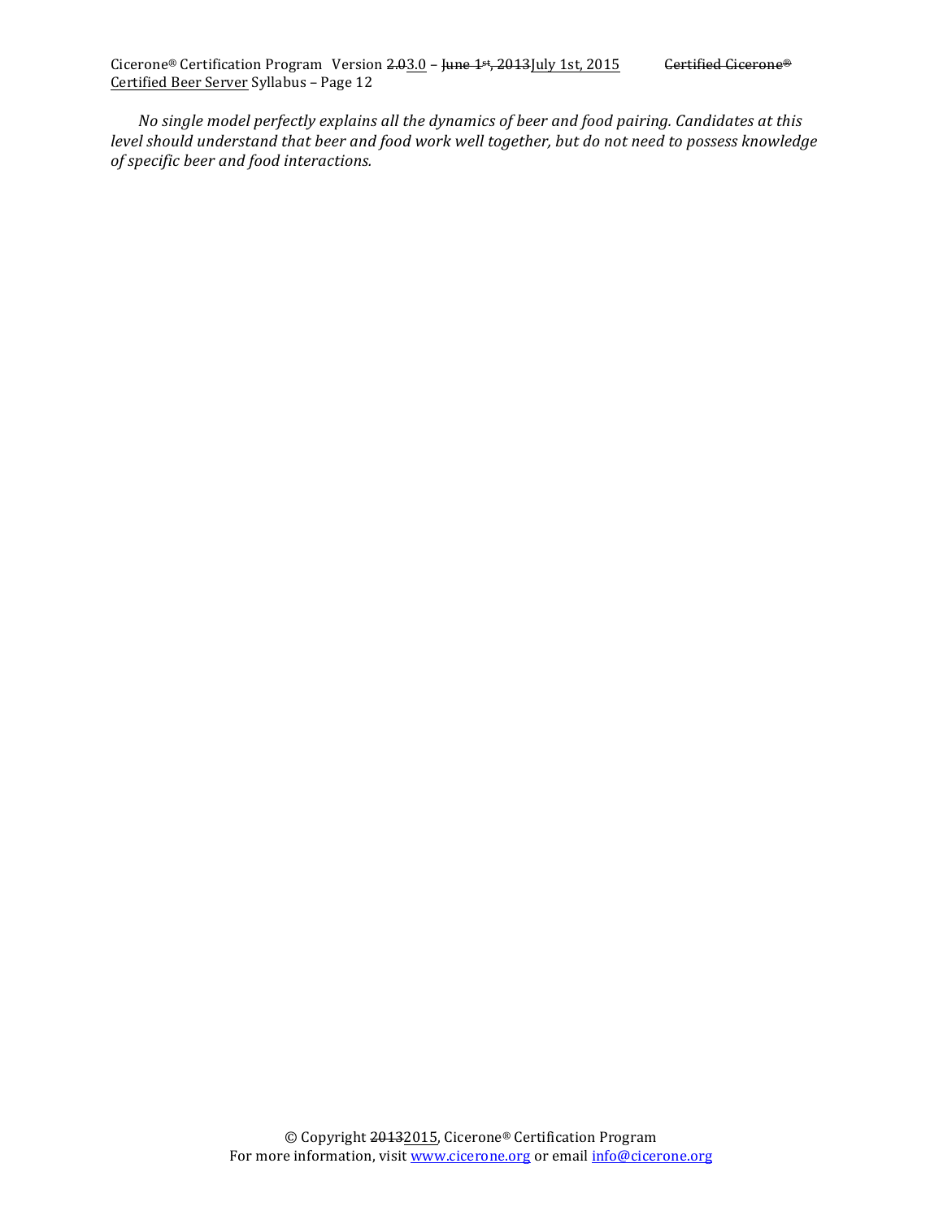*No single model perfectly explains all the dynamics of beer and food pairing. Candidates at this level should understand that beer and food work well together, but do not need to possess knowledge of specific beer and food interactions.*